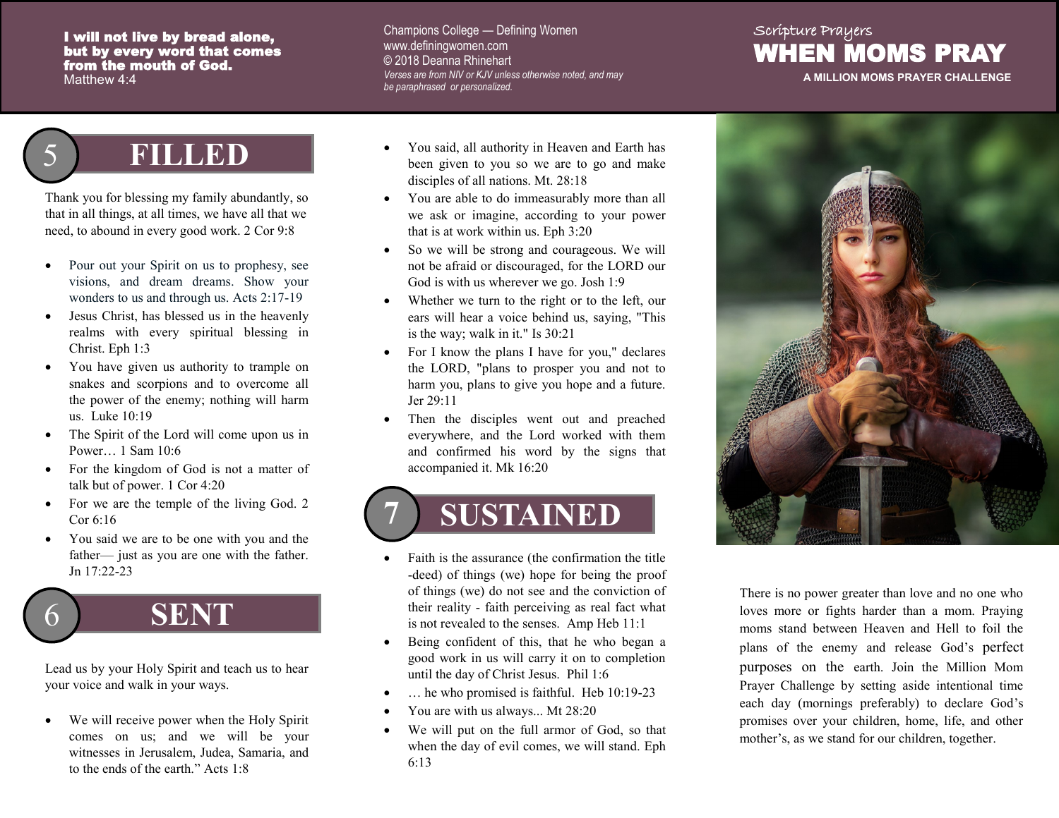**I will not live by bread alone, but by every word that comes from the mouth of God.**
Matthew 4:4

Champions College — Defining Women
www.definingwomen.com
© 2018 Deanna Rhinehart
*Verses are from NIV or KJV unless otherwise noted, and may be paraphrased or personalized.*

Scripture Prayers

# WHEN MOMS PRAY

**A MILLION MOMS PRAYER CHALLENGE**

## 5 FILLED

Thank you for blessing my family abundantly, so that in all things, at all times, we have all that we need, to abound in every good work. 2 Cor 9:8

- Pour out your Spirit on us to prophesy, see visions, and dream dreams. Show your wonders to us and through us. Acts 2:17-19
- Jesus Christ, has blessed us in the heavenly realms with every spiritual blessing in Christ. Eph 1:3
- You have given us authority to trample on snakes and scorpions and to overcome all the power of the enemy; nothing will harm us. Luke 10:19
- The Spirit of the Lord will come upon us in Power… 1 Sam 10:6
- For the kingdom of God is not a matter of talk but of power. 1 Cor 4:20
- For we are the temple of the living God. 2 Cor 6:16
- You said we are to be one with you and the father— just as you are one with the father. Jn 17:22-23

## 6 SENT

Lead us by your Holy Spirit and teach us to hear your voice and walk in your ways.

- We will receive power when the Holy Spirit comes on us; and we will be your witnesses in Jerusalem, Judea, Samaria, and to the ends of the earth." Acts 1:8
- You said, all authority in Heaven and Earth has been given to you so we are to go and make disciples of all nations. Mt. 28:18
- You are able to do immeasurably more than all we ask or imagine, according to your power that is at work within us. Eph 3:20
- So we will be strong and courageous. We will not be afraid or discouraged, for the LORD our God is with us wherever we go. Josh 1:9
- Whether we turn to the right or to the left, our ears will hear a voice behind us, saying, "This is the way; walk in it." Is 30:21
- For I know the plans I have for you," declares the LORD, "plans to prosper you and not to harm you, plans to give you hope and a future. Jer 29:11
- Then the disciples went out and preached everywhere, and the Lord worked with them and confirmed his word by the signs that accompanied it. Mk 16:20

## 7 SUSTAINED

- Faith is the assurance (the confirmation the title -deed) of things (we) hope for being the proof of things (we) do not see and the conviction of their reality - faith perceiving as real fact what is not revealed to the senses. Amp Heb 11:1
- Being confident of this, that he who began a good work in us will carry it on to completion until the day of Christ Jesus. Phil 1:6
- … he who promised is faithful. Heb 10:19-23
- You are with us always... Mt 28:20
- We will put on the full armor of God, so that when the day of evil comes, we will stand. Eph 6:13

There is no power greater than love and no one who loves more or fights harder than a mom. Praying moms stand between Heaven and Hell to foil the plans of the enemy and release God's perfect purposes on the earth. Join the Million Mom Prayer Challenge by setting aside intentional time each day (mornings preferably) to declare God's promises over your children, home, life, and other mother's, as we stand for our children, together.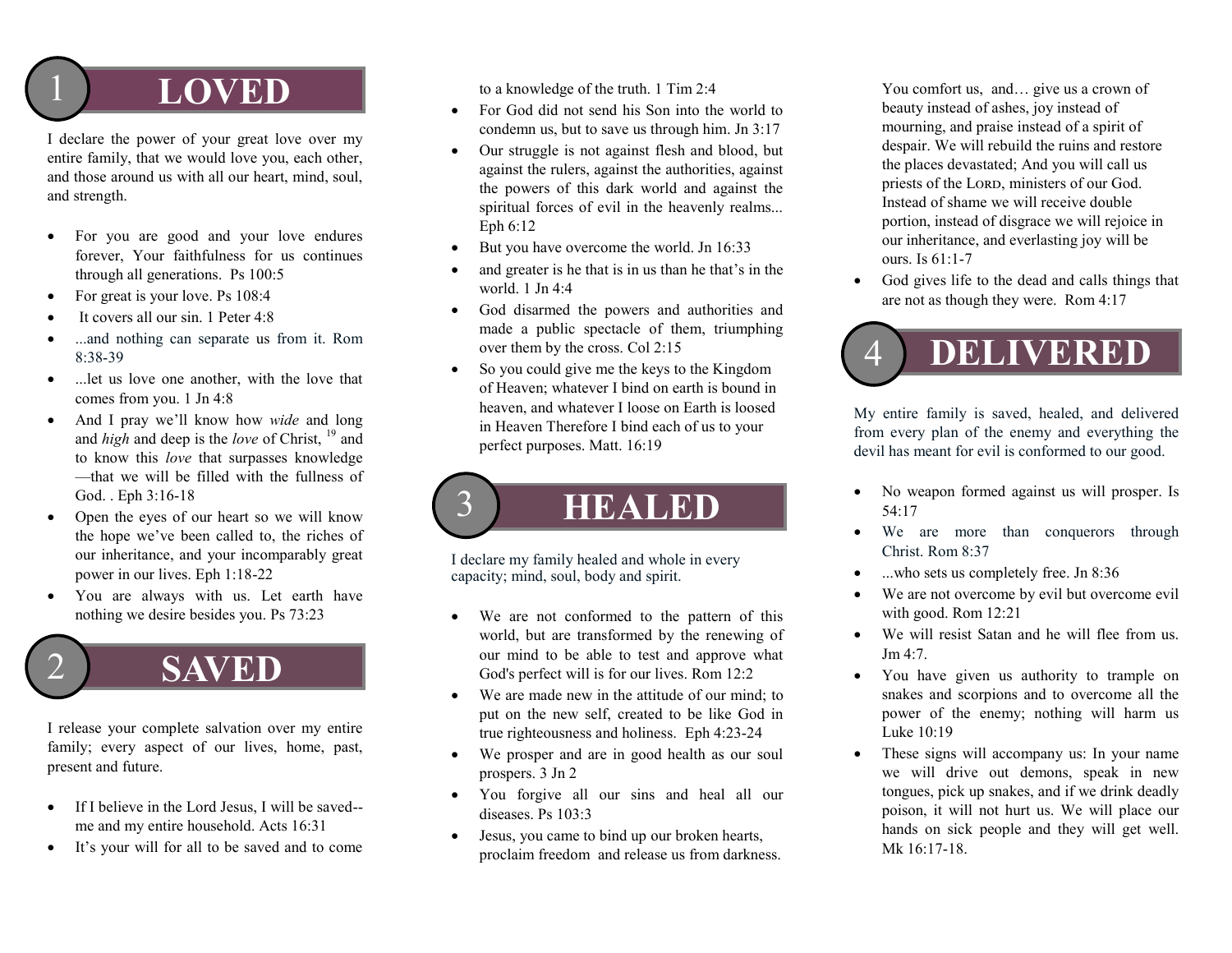## 1 LOVED

I declare the power of your great love over my entire family, that we would love you, each other, and those around us with all our heart, mind, soul, and strength.

- For you are good and your love endures forever, Your faithfulness for us continues through all generations. Ps 100:5
- For great is your love. Ps 108:4
- It covers all our sin. 1 Peter 4:8
- ...and nothing can separate us from it. Rom 8:38-39
- ...let us love one another, with the love that comes from you. 1 Jn 4:8
- And I pray we'll know how *wide* and long and *high* and deep is the *love* of Christ, [19] and to know this *love* that surpasses knowledge —that we will be filled with the fullness of God. . Eph 3:16-18
- Open the eyes of our heart so we will know the hope we've been called to, the riches of our inheritance, and your incomparably great power in our lives. Eph 1:18-22
- You are always with us. Let earth have nothing we desire besides you. Ps 73:23

## 2 SAVED

I release your complete salvation over my entire family; every aspect of our lives, home, past, present and future.

- If I believe in the Lord Jesus, I will be saved--me and my entire household. Acts 16:31
- It's your will for all to be saved and to come to a knowledge of the truth. 1 Tim 2:4
- For God did not send his Son into the world to condemn us, but to save us through him. Jn 3:17
- Our struggle is not against flesh and blood, but against the rulers, against the authorities, against the powers of this dark world and against the spiritual forces of evil in the heavenly realms... Eph 6:12
- But you have overcome the world. Jn 16:33
- and greater is he that is in us than he that's in the world. 1 Jn 4:4
- God disarmed the powers and authorities and made a public spectacle of them, triumphing over them by the cross. Col 2:15
- So you could give me the keys to the Kingdom of Heaven; whatever I bind on earth is bound in heaven, and whatever I loose on Earth is loosed in Heaven Therefore I bind each of us to your perfect purposes. Matt. 16:19

## 3 HEALED

I declare my family healed and whole in every capacity; mind, soul, body and spirit.

- We are not conformed to the pattern of this world, but are transformed by the renewing of our mind to be able to test and approve what God's perfect will is for our lives. Rom 12:2
- We are made new in the attitude of our mind; to put on the new self, created to be like God in true righteousness and holiness. Eph 4:23-24
- We prosper and are in good health as our soul prospers. 3 Jn 2
- You forgive all our sins and heal all our diseases. Ps 103:3
- Jesus, you came to bind up our broken hearts, proclaim freedom and release us from darkness. You comfort us, and… give us a crown of beauty instead of ashes, joy instead of mourning, and praise instead of a spirit of despair. We will rebuild the ruins and restore the places devastated; And you will call us priests of the LORD, ministers of our God. Instead of shame we will receive double portion, instead of disgrace we will rejoice in our inheritance, and everlasting joy will be ours. Is 61:1-7
- God gives life to the dead and calls things that are not as though they were. Rom 4:17

## 4 DELIVERED

My entire family is saved, healed, and delivered from every plan of the enemy and everything the devil has meant for evil is conformed to our good.

- No weapon formed against us will prosper. Is 54:17
- We are more than conquerors through Christ. Rom 8:37
- ...who sets us completely free. Jn 8:36
- We are not overcome by evil but overcome evil with good. Rom 12:21
- We will resist Satan and he will flee from us. Jm 4:7.
- You have given us authority to trample on snakes and scorpions and to overcome all the power of the enemy; nothing will harm us Luke 10:19
- These signs will accompany us: In your name we will drive out demons, speak in new tongues, pick up snakes, and if we drink deadly poison, it will not hurt us. We will place our hands on sick people and they will get well. Mk 16:17-18.